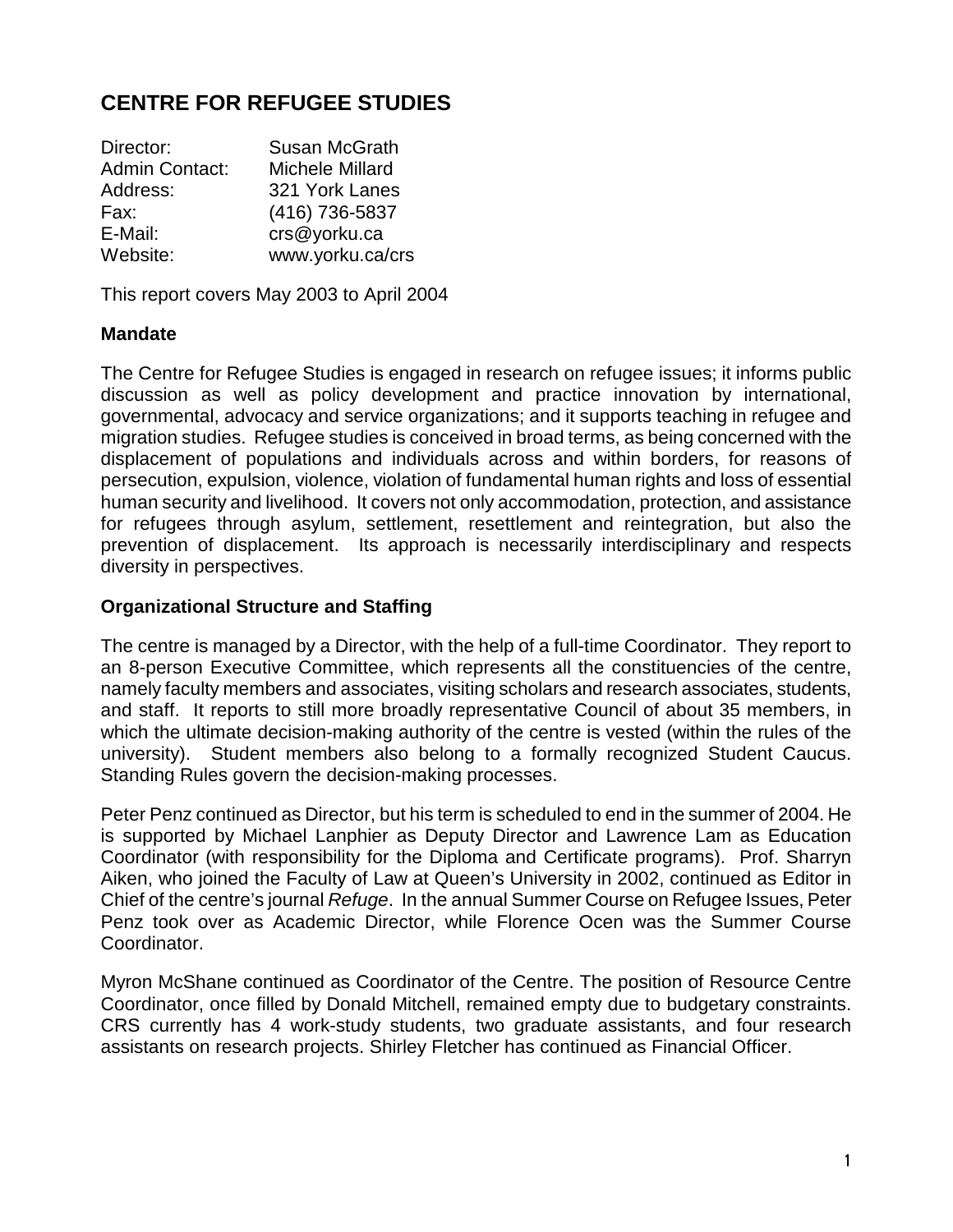# CENTRE FOR REFUGEE STUDIES

| | |
|---|---|
| Director: | Susan McGrath |
| Admin Contact: | Michele Millard |
| Address: | 321 York Lanes |
| Fax: | (416) 736-5837 |
| E-Mail: | crs@yorku.ca |
| Website: | www.yorku.ca/crs |

This report covers May 2003 to April 2004

### Mandate

The Centre for Refugee Studies is engaged in research on refugee issues; it informs public discussion as well as policy development and practice innovation by international, governmental, advocacy and service organizations; and it supports teaching in refugee and migration studies. Refugee studies is conceived in broad terms, as being concerned with the displacement of populations and individuals across and within borders, for reasons of persecution, expulsion, violence, violation of fundamental human rights and loss of essential human security and livelihood. It covers not only accommodation, protection, and assistance for refugees through asylum, settlement, resettlement and reintegration, but also the prevention of displacement. Its approach is necessarily interdisciplinary and respects diversity in perspectives.

### Organizational Structure and Staffing

The centre is managed by a Director, with the help of a full-time Coordinator. They report to an 8-person Executive Committee, which represents all the constituencies of the centre, namely faculty members and associates, visiting scholars and research associates, students, and staff. It reports to still more broadly representative Council of about 35 members, in which the ultimate decision-making authority of the centre is vested (within the rules of the university). Student members also belong to a formally recognized Student Caucus. Standing Rules govern the decision-making processes.

Peter Penz continued as Director, but his term is scheduled to end in the summer of 2004. He is supported by Michael Lanphier as Deputy Director and Lawrence Lam as Education Coordinator (with responsibility for the Diploma and Certificate programs). Prof. Sharryn Aiken, who joined the Faculty of Law at Queen's University in 2002, continued as Editor in Chief of the centre's journal *Refuge*. In the annual Summer Course on Refugee Issues, Peter Penz took over as Academic Director, while Florence Ocen was the Summer Course Coordinator.

Myron McShane continued as Coordinator of the Centre. The position of Resource Centre Coordinator, once filled by Donald Mitchell, remained empty due to budgetary constraints. CRS currently has 4 work-study students, two graduate assistants, and four research assistants on research projects. Shirley Fletcher has continued as Financial Officer.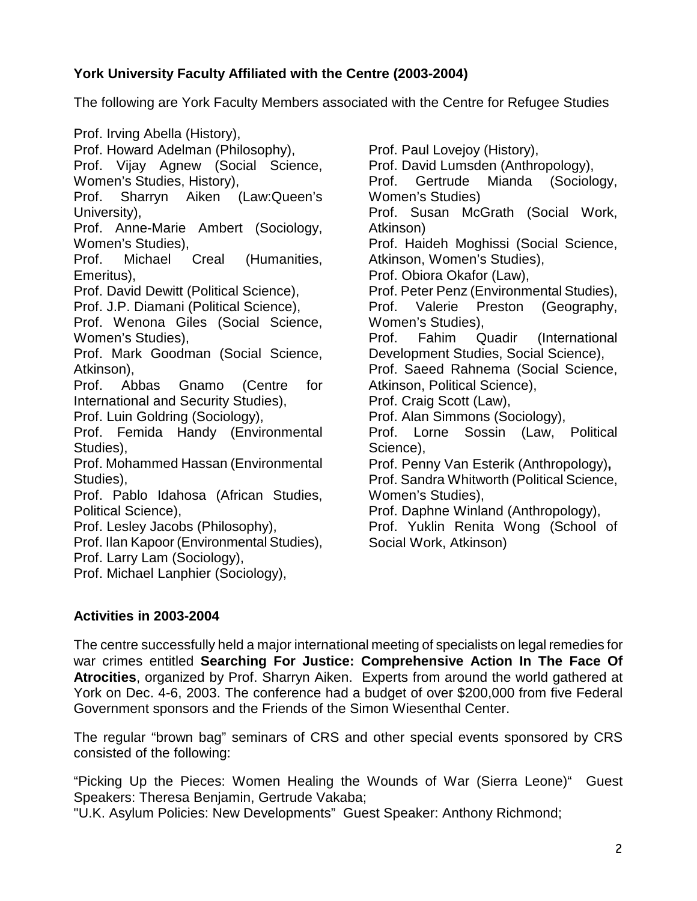**York University Faculty Affiliated with the Centre (2003-2004)**

The following are York Faculty Members associated with the Centre for Refugee Studies

Prof. Irving Abella (History),
Prof. Howard Adelman (Philosophy),
Prof. Vijay Agnew (Social Science, Women's Studies, History),
Prof. Sharryn Aiken (Law:Queen's University),
Prof. Anne-Marie Ambert (Sociology, Women's Studies),
Prof. Michael Creal (Humanities, Emeritus),
Prof. David Dewitt (Political Science),
Prof. J.P. Diamani (Political Science),
Prof. Wenona Giles (Social Science, Women's Studies),
Prof. Mark Goodman (Social Science, Atkinson),
Prof. Abbas Gnamo (Centre for International and Security Studies),
Prof. Luin Goldring (Sociology),
Prof. Femida Handy (Environmental Studies),
Prof. Mohammed Hassan (Environmental Studies),
Prof. Pablo Idahosa (African Studies, Political Science),
Prof. Lesley Jacobs (Philosophy),
Prof. Ilan Kapoor (Environmental Studies),
Prof. Larry Lam (Sociology),
Prof. Michael Lanphier (Sociology),
Prof. Paul Lovejoy (History),
Prof. David Lumsden (Anthropology),
Prof. Gertrude Mianda (Sociology, Women's Studies)
Prof. Susan McGrath (Social Work, Atkinson)
Prof. Haideh Moghissi (Social Science, Atkinson, Women's Studies),
Prof. Obiora Okafor (Law),
Prof. Peter Penz (Environmental Studies),
Prof. Valerie Preston (Geography, Women's Studies),
Prof. Fahim Quadir (International Development Studies, Social Science),
Prof. Saeed Rahnema (Social Science, Atkinson, Political Science),
Prof. Craig Scott (Law),
Prof. Alan Simmons (Sociology),
Prof. Lorne Sossin (Law, Political Science),
Prof. Penny Van Esterik (Anthropology),
Prof. Sandra Whitworth (Political Science, Women's Studies),
Prof. Daphne Winland (Anthropology),
Prof. Yuklin Renita Wong (School of Social Work, Atkinson)

**Activities in 2003-2004**

The centre successfully held a major international meeting of specialists on legal remedies for war crimes entitled **Searching For Justice: Comprehensive Action In The Face Of Atrocities**, organized by Prof. Sharryn Aiken. Experts from around the world gathered at York on Dec. 4-6, 2003. The conference had a budget of over $200,000 from five Federal Government sponsors and the Friends of the Simon Wiesenthal Center.

The regular "brown bag" seminars of CRS and other special events sponsored by CRS consisted of the following:

"Picking Up the Pieces: Women Healing the Wounds of War (Sierra Leone)" Guest Speakers: Theresa Benjamin, Gertrude Vakaba;
"U.K. Asylum Policies: New Developments" Guest Speaker: Anthony Richmond;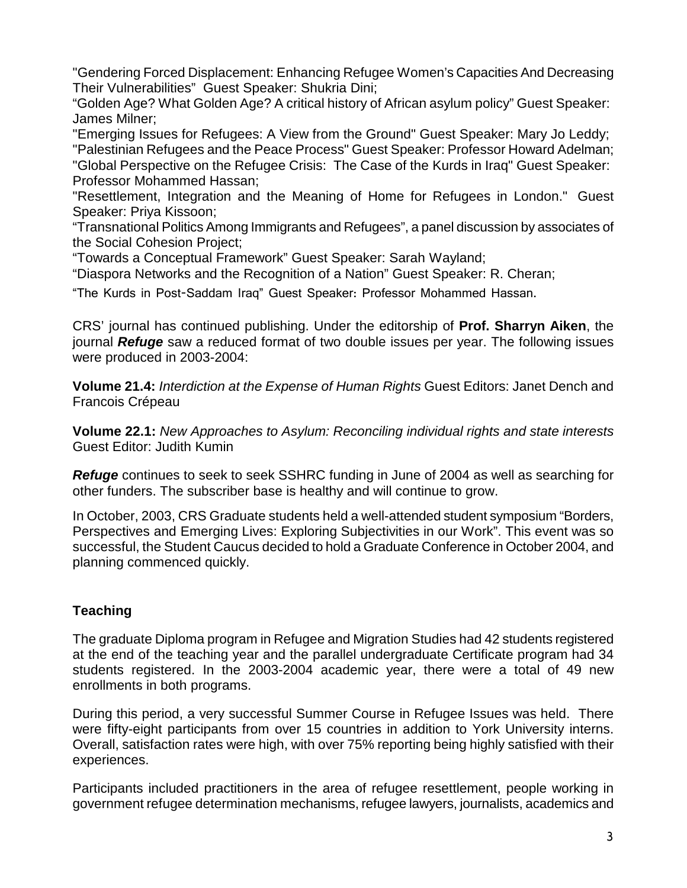"Gendering Forced Displacement: Enhancing Refugee Women's Capacities And Decreasing Their Vulnerabilities" Guest Speaker: Shukria Dini;

"Golden Age? What Golden Age? A critical history of African asylum policy" Guest Speaker: James Milner;

"Emerging Issues for Refugees: A View from the Ground" Guest Speaker: Mary Jo Leddy;

"Palestinian Refugees and the Peace Process" Guest Speaker: Professor Howard Adelman;

"Global Perspective on the Refugee Crisis: The Case of the Kurds in Iraq" Guest Speaker: Professor Mohammed Hassan;

"Resettlement, Integration and the Meaning of Home for Refugees in London." Guest Speaker: Priya Kissoon;

"Transnational Politics Among Immigrants and Refugees", a panel discussion by associates of the Social Cohesion Project;

"Towards a Conceptual Framework" Guest Speaker: Sarah Wayland;

"Diaspora Networks and the Recognition of a Nation" Guest Speaker: R. Cheran;

"The Kurds in Post-Saddam Iraq" Guest Speaker: Professor Mohammed Hassan.

CRS' journal has continued publishing. Under the editorship of **Prof. Sharryn Aiken**, the journal ***Refuge*** saw a reduced format of two double issues per year. The following issues were produced in 2003-2004:

**Volume 21.4:** *Interdiction at the Expense of Human Rights* Guest Editors: Janet Dench and Francois Crépeau

**Volume 22.1:** *New Approaches to Asylum: Reconciling individual rights and state interests* Guest Editor: Judith Kumin

***Refuge*** continues to seek to seek SSHRC funding in June of 2004 as well as searching for other funders. The subscriber base is healthy and will continue to grow.

In October, 2003, CRS Graduate students held a well-attended student symposium "Borders, Perspectives and Emerging Lives: Exploring Subjectivities in our Work". This event was so successful, the Student Caucus decided to hold a Graduate Conference in October 2004, and planning commenced quickly.

## Teaching

The graduate Diploma program in Refugee and Migration Studies had 42 students registered at the end of the teaching year and the parallel undergraduate Certificate program had 34 students registered. In the 2003-2004 academic year, there were a total of 49 new enrollments in both programs.

During this period, a very successful Summer Course in Refugee Issues was held. There were fifty-eight participants from over 15 countries in addition to York University interns. Overall, satisfaction rates were high, with over 75% reporting being highly satisfied with their experiences.

Participants included practitioners in the area of refugee resettlement, people working in government refugee determination mechanisms, refugee lawyers, journalists, academics and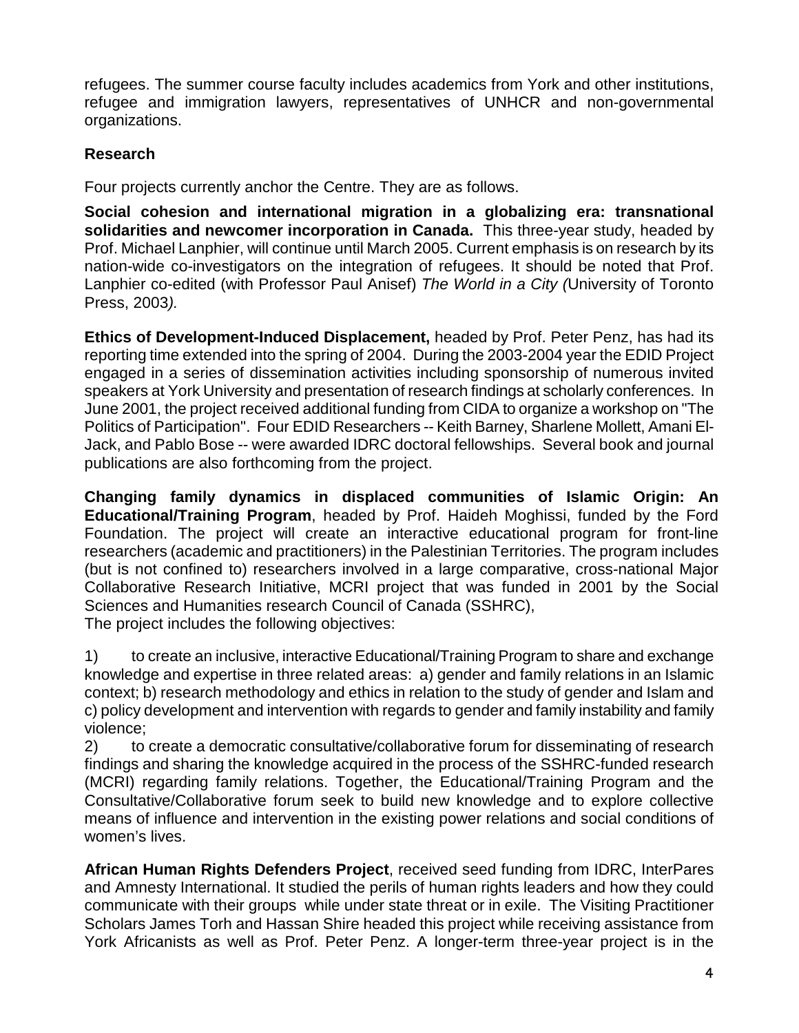refugees. The summer course faculty includes academics from York and other institutions, refugee and immigration lawyers, representatives of UNHCR and non-governmental organizations.

**Research**

Four projects currently anchor the Centre. They are as follows.

**Social cohesion and international migration in a globalizing era: transnational solidarities and newcomer incorporation in Canada.** This three-year study, headed by Prof. Michael Lanphier, will continue until March 2005. Current emphasis is on research by its nation-wide co-investigators on the integration of refugees. It should be noted that Prof. Lanphier co-edited (with Professor Paul Anisef) *The World in a City (*University of Toronto Press, 2003*).*

**Ethics of Development-Induced Displacement,** headed by Prof. Peter Penz, has had its reporting time extended into the spring of 2004. During the 2003-2004 year the EDID Project engaged in a series of dissemination activities including sponsorship of numerous invited speakers at York University and presentation of research findings at scholarly conferences. In June 2001, the project received additional funding from CIDA to organize a workshop on "The Politics of Participation". Four EDID Researchers -- Keith Barney, Sharlene Mollett, Amani El-Jack, and Pablo Bose -- were awarded IDRC doctoral fellowships. Several book and journal publications are also forthcoming from the project.

**Changing family dynamics in displaced communities of Islamic Origin: An Educational/Training Program**, headed by Prof. Haideh Moghissi, funded by the Ford Foundation. The project will create an interactive educational program for front-line researchers (academic and practitioners) in the Palestinian Territories. The program includes (but is not confined to) researchers involved in a large comparative, cross-national Major Collaborative Research Initiative, MCRI project that was funded in 2001 by the Social Sciences and Humanities research Council of Canada (SSHRC),
The project includes the following objectives:

1) to create an inclusive, interactive Educational/Training Program to share and exchange knowledge and expertise in three related areas: a) gender and family relations in an Islamic context; b) research methodology and ethics in relation to the study of gender and Islam and c) policy development and intervention with regards to gender and family instability and family violence;
2) to create a democratic consultative/collaborative forum for disseminating of research findings and sharing the knowledge acquired in the process of the SSHRC-funded research (MCRI) regarding family relations. Together, the Educational/Training Program and the Consultative/Collaborative forum seek to build new knowledge and to explore collective means of influence and intervention in the existing power relations and social conditions of women's lives.

**African Human Rights Defenders Project**, received seed funding from IDRC, InterPares and Amnesty International. It studied the perils of human rights leaders and how they could communicate with their groups while under state threat or in exile. The Visiting Practitioner Scholars James Torh and Hassan Shire headed this project while receiving assistance from York Africanists as well as Prof. Peter Penz. A longer-term three-year project is in the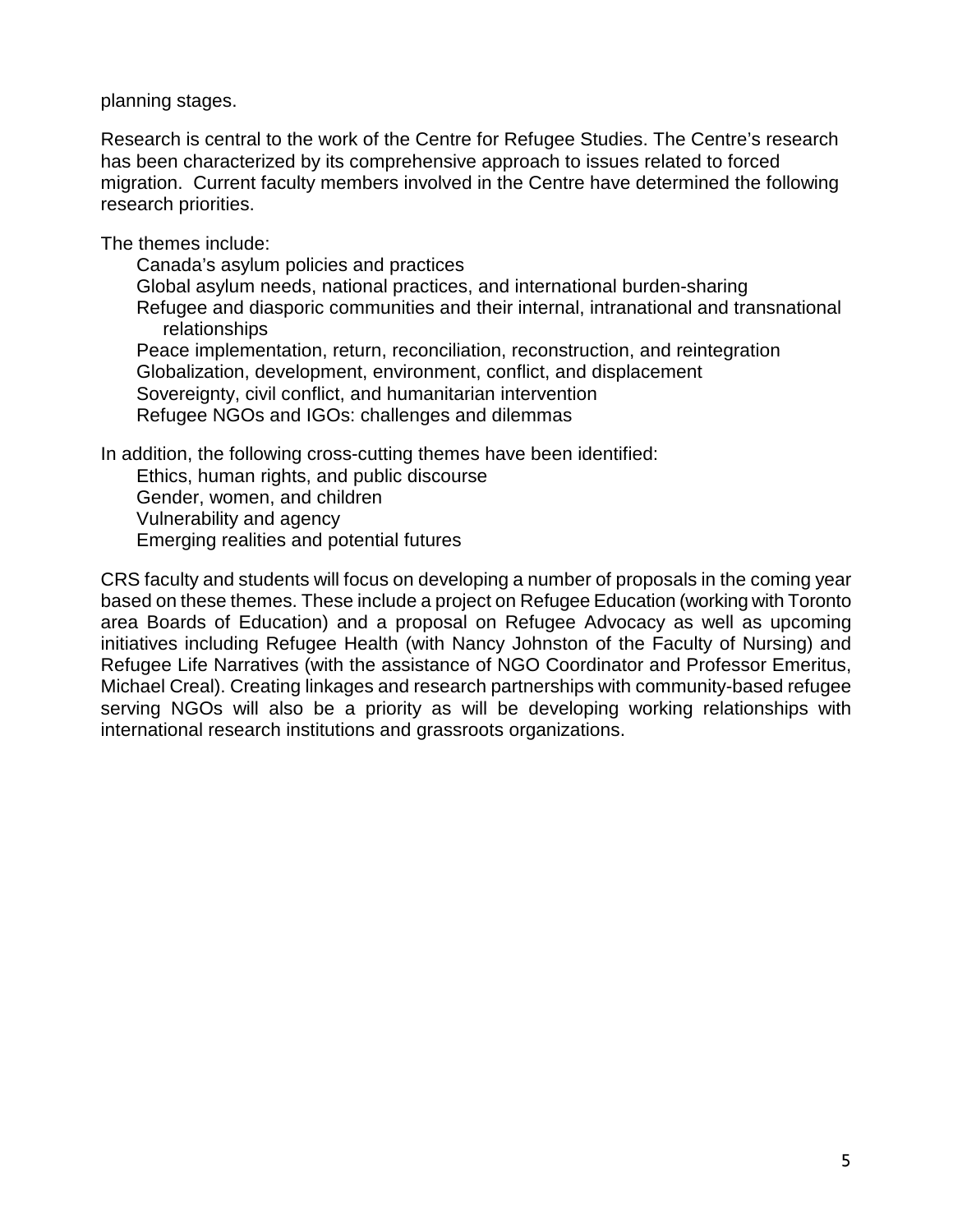planning stages.

Research is central to the work of the Centre for Refugee Studies. The Centre's research has been characterized by its comprehensive approach to issues related to forced migration. Current faculty members involved in the Centre have determined the following research priorities.

The themes include:

- Canada's asylum policies and practices
- Global asylum needs, national practices, and international burden-sharing
- Refugee and diasporic communities and their internal, intranational and transnational relationships
- Peace implementation, return, reconciliation, reconstruction, and reintegration
- Globalization, development, environment, conflict, and displacement
- Sovereignty, civil conflict, and humanitarian intervention
- Refugee NGOs and IGOs: challenges and dilemmas

In addition, the following cross-cutting themes have been identified:

- Ethics, human rights, and public discourse
- Gender, women, and children
- Vulnerability and agency
- Emerging realities and potential futures

CRS faculty and students will focus on developing a number of proposals in the coming year based on these themes. These include a project on Refugee Education (working with Toronto area Boards of Education) and a proposal on Refugee Advocacy as well as upcoming initiatives including Refugee Health (with Nancy Johnston of the Faculty of Nursing) and Refugee Life Narratives (with the assistance of NGO Coordinator and Professor Emeritus, Michael Creal). Creating linkages and research partnerships with community-based refugee serving NGOs will also be a priority as will be developing working relationships with international research institutions and grassroots organizations.